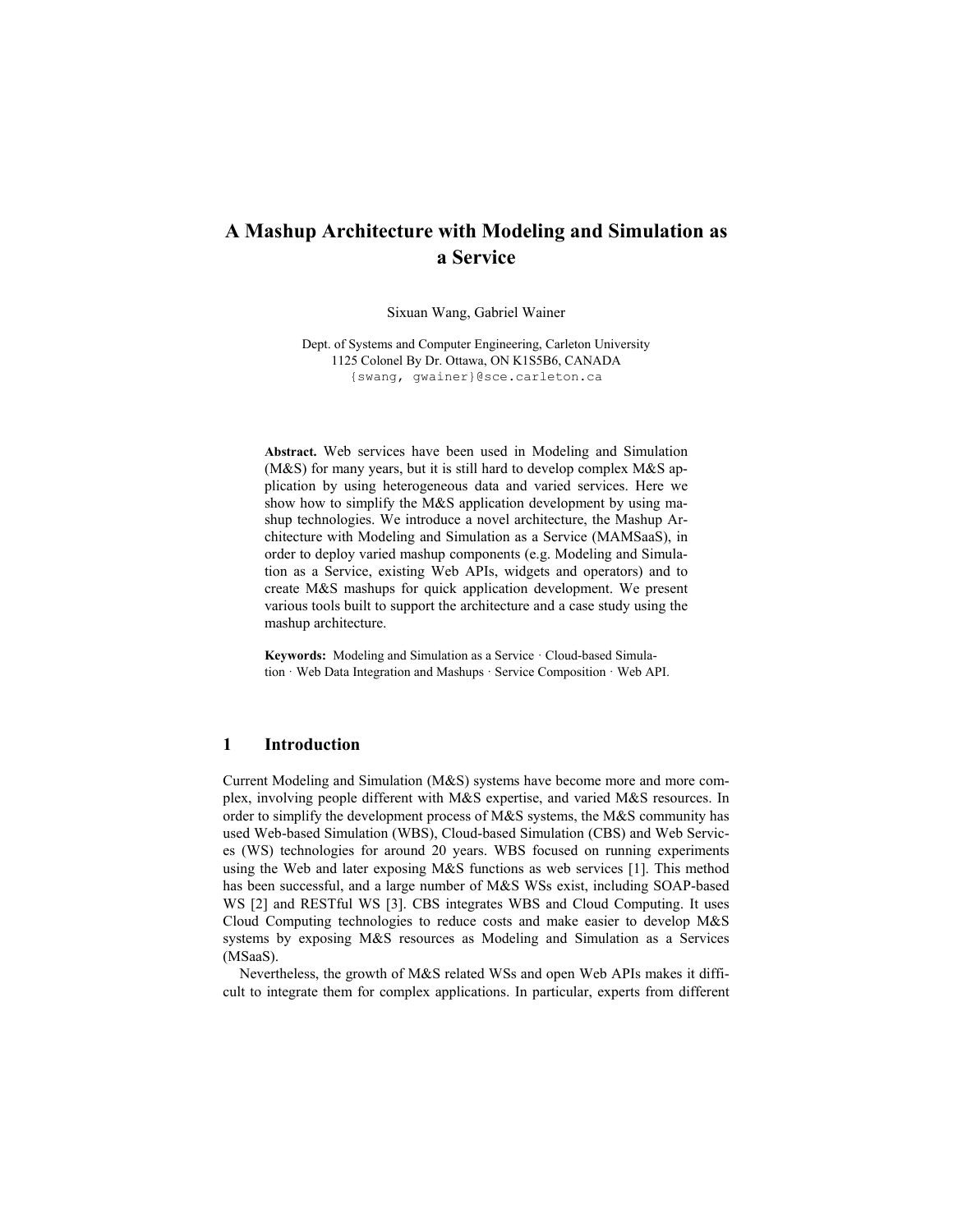# A Mashup Architecture with Modeling and Simulation as a Service

Sixuan Wang, Gabriel Wainer

Dept. of Systems and Computer Engineering, Carleton University
1125 Colonel By Dr. Ottawa, ON K1S5B6, CANADA
{swang, gwainer}@sce.carleton.ca

**Abstract.** Web services have been used in Modeling and Simulation (M&S) for many years, but it is still hard to develop complex M&S application by using heterogeneous data and varied services. Here we show how to simplify the M&S application development by using mashup technologies. We introduce a novel architecture, the Mashup Architecture with Modeling and Simulation as a Service (MAMSaaS), in order to deploy varied mashup components (e.g. Modeling and Simulation as a Service, existing Web APIs, widgets and operators) and to create M&S mashups for quick application development. We present various tools built to support the architecture and a case study using the mashup architecture.

**Keywords:** Modeling and Simulation as a Service · Cloud-based Simulation · Web Data Integration and Mashups · Service Composition · Web API.

## 1 Introduction

Current Modeling and Simulation (M&S) systems have become more and more complex, involving people different with M&S expertise, and varied M&S resources. In order to simplify the development process of M&S systems, the M&S community has used Web-based Simulation (WBS), Cloud-based Simulation (CBS) and Web Services (WS) technologies for around 20 years. WBS focused on running experiments using the Web and later exposing M&S functions as web services [1]. This method has been successful, and a large number of M&S WSs exist, including SOAP-based WS [2] and RESTful WS [3]. CBS integrates WBS and Cloud Computing. It uses Cloud Computing technologies to reduce costs and make easier to develop M&S systems by exposing M&S resources as Modeling and Simulation as a Services (MSaaS).

Nevertheless, the growth of M&S related WSs and open Web APIs makes it difficult to integrate them for complex applications. In particular, experts from different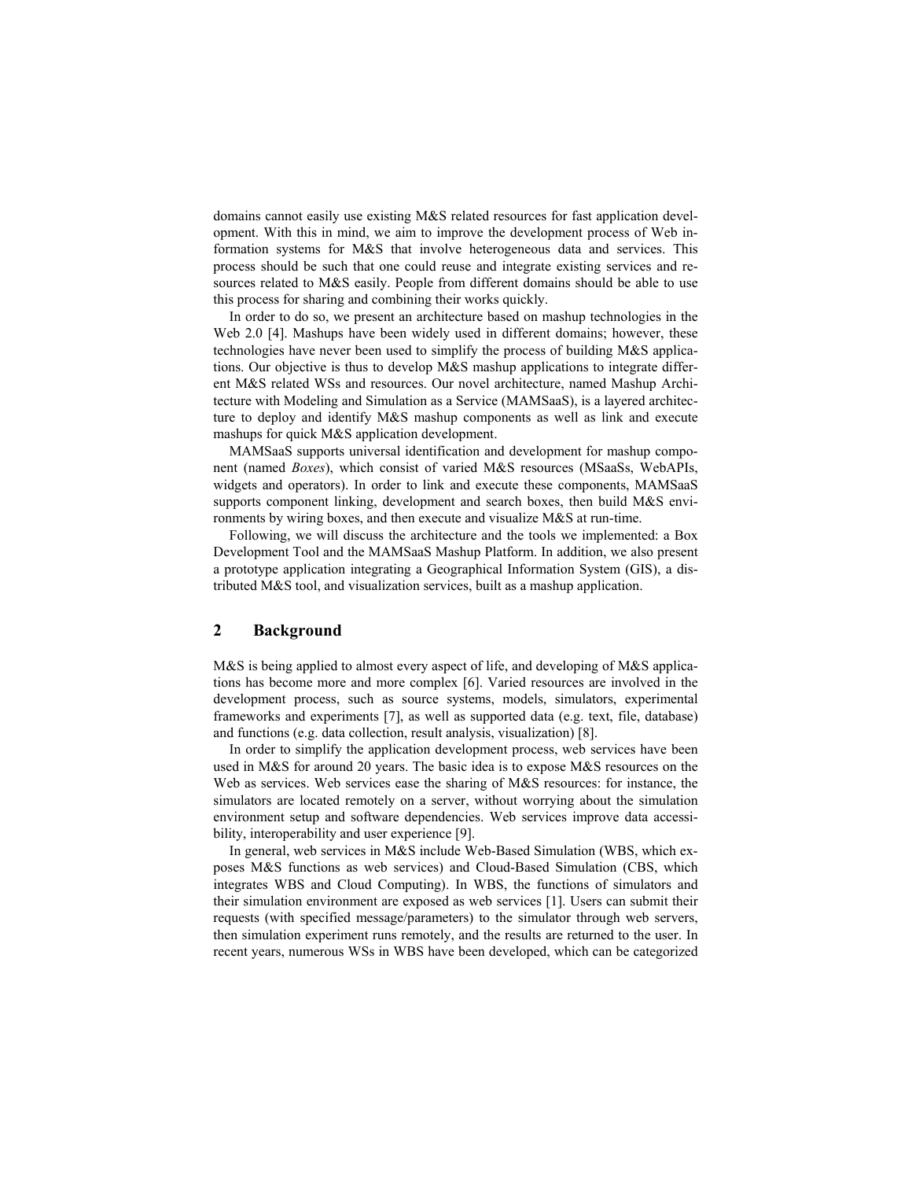domains cannot easily use existing M&S related resources for fast application development. With this in mind, we aim to improve the development process of Web information systems for M&S that involve heterogeneous data and services. This process should be such that one could reuse and integrate existing services and resources related to M&S easily. People from different domains should be able to use this process for sharing and combining their works quickly.

In order to do so, we present an architecture based on mashup technologies in the Web 2.0 [4]. Mashups have been widely used in different domains; however, these technologies have never been used to simplify the process of building M&S applications. Our objective is thus to develop M&S mashup applications to integrate different M&S related WSs and resources. Our novel architecture, named Mashup Architecture with Modeling and Simulation as a Service (MAMSaaS), is a layered architecture to deploy and identify M&S mashup components as well as link and execute mashups for quick M&S application development.

MAMSaaS supports universal identification and development for mashup component (named *Boxes*), which consist of varied M&S resources (MSaaSs, WebAPIs, widgets and operators). In order to link and execute these components, MAMSaaS supports component linking, development and search boxes, then build M&S environments by wiring boxes, and then execute and visualize M&S at run-time.

Following, we will discuss the architecture and the tools we implemented: a Box Development Tool and the MAMSaaS Mashup Platform. In addition, we also present a prototype application integrating a Geographical Information System (GIS), a distributed M&S tool, and visualization services, built as a mashup application.

## 2 Background

M&S is being applied to almost every aspect of life, and developing of M&S applications has become more and more complex [6]. Varied resources are involved in the development process, such as source systems, models, simulators, experimental frameworks and experiments [7], as well as supported data (e.g. text, file, database) and functions (e.g. data collection, result analysis, visualization) [8].

In order to simplify the application development process, web services have been used in M&S for around 20 years. The basic idea is to expose M&S resources on the Web as services. Web services ease the sharing of M&S resources: for instance, the simulators are located remotely on a server, without worrying about the simulation environment setup and software dependencies. Web services improve data accessibility, interoperability and user experience [9].

In general, web services in M&S include Web-Based Simulation (WBS, which exposes M&S functions as web services) and Cloud-Based Simulation (CBS, which integrates WBS and Cloud Computing). In WBS, the functions of simulators and their simulation environment are exposed as web services [1]. Users can submit their requests (with specified message/parameters) to the simulator through web servers, then simulation experiment runs remotely, and the results are returned to the user. In recent years, numerous WSs in WBS have been developed, which can be categorized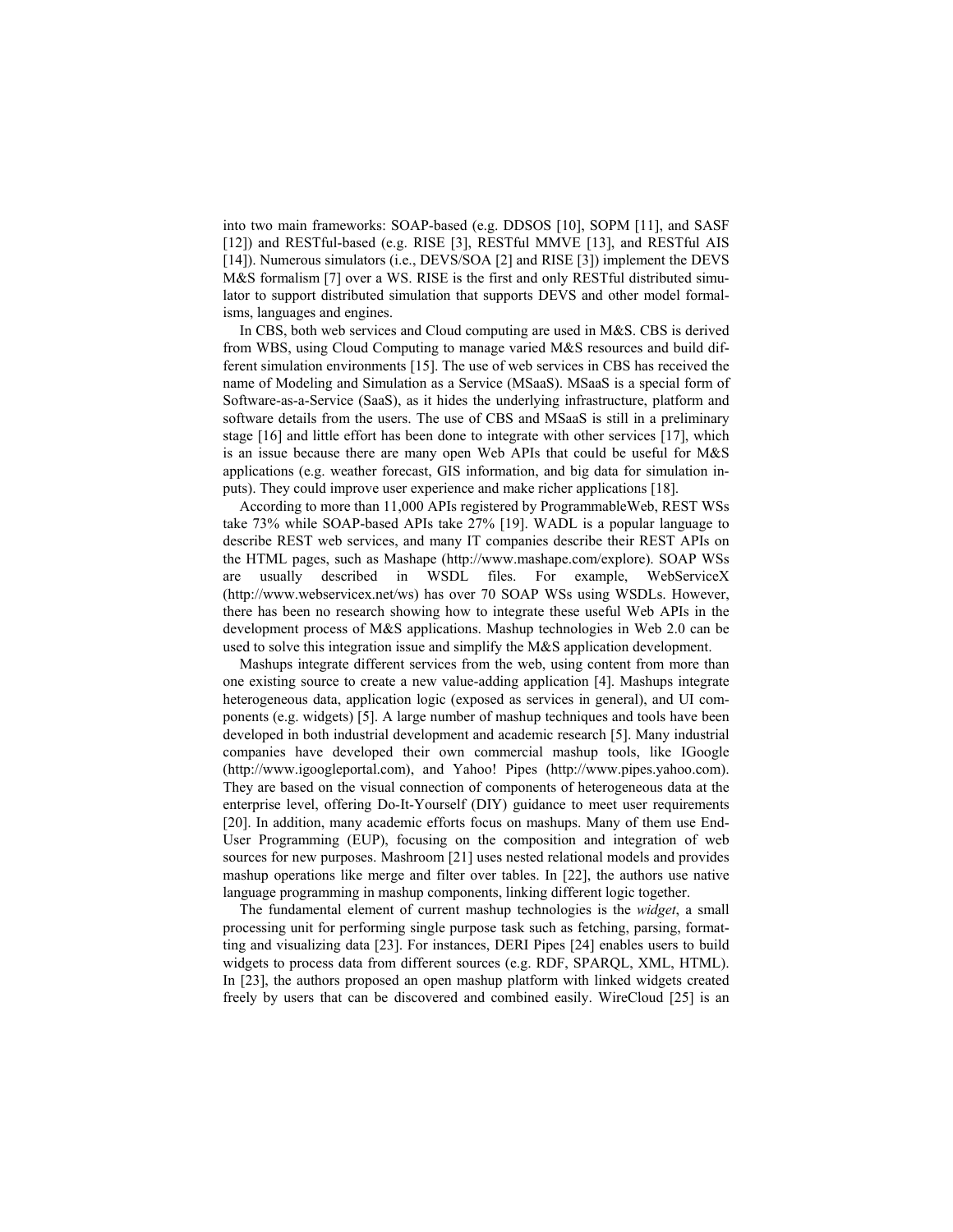into two main frameworks: SOAP-based (e.g. DDSOS [10], SOPM [11], and SASF [12]) and RESTful-based (e.g. RISE [3], RESTful MMVE [13], and RESTful AIS [14]). Numerous simulators (i.e., DEVS/SOA [2] and RISE [3]) implement the DEVS M&S formalism [7] over a WS. RISE is the first and only RESTful distributed simulator to support distributed simulation that supports DEVS and other model formalisms, languages and engines.

In CBS, both web services and Cloud computing are used in M&S. CBS is derived from WBS, using Cloud Computing to manage varied M&S resources and build different simulation environments [15]. The use of web services in CBS has received the name of Modeling and Simulation as a Service (MSaaS). MSaaS is a special form of Software-as-a-Service (SaaS), as it hides the underlying infrastructure, platform and software details from the users. The use of CBS and MSaaS is still in a preliminary stage [16] and little effort has been done to integrate with other services [17], which is an issue because there are many open Web APIs that could be useful for M&S applications (e.g. weather forecast, GIS information, and big data for simulation inputs). They could improve user experience and make richer applications [18].

According to more than 11,000 APIs registered by ProgrammableWeb, REST WSs take 73% while SOAP-based APIs take 27% [19]. WADL is a popular language to describe REST web services, and many IT companies describe their REST APIs on the HTML pages, such as Mashape (http://www.mashape.com/explore). SOAP WSs are usually described in WSDL files. For example, WebServiceX (http://www.webservicex.net/ws) has over 70 SOAP WSs using WSDLs. However, there has been no research showing how to integrate these useful Web APIs in the development process of M&S applications. Mashup technologies in Web 2.0 can be used to solve this integration issue and simplify the M&S application development.

Mashups integrate different services from the web, using content from more than one existing source to create a new value-adding application [4]. Mashups integrate heterogeneous data, application logic (exposed as services in general), and UI components (e.g. widgets) [5]. A large number of mashup techniques and tools have been developed in both industrial development and academic research [5]. Many industrial companies have developed their own commercial mashup tools, like IGoogle (http://www.igoogleportal.com), and Yahoo! Pipes (http://www.pipes.yahoo.com). They are based on the visual connection of components of heterogeneous data at the enterprise level, offering Do-It-Yourself (DIY) guidance to meet user requirements [20]. In addition, many academic efforts focus on mashups. Many of them use End-User Programming (EUP), focusing on the composition and integration of web sources for new purposes. Mashroom [21] uses nested relational models and provides mashup operations like merge and filter over tables. In [22], the authors use native language programming in mashup components, linking different logic together.

The fundamental element of current mashup technologies is the *widget*, a small processing unit for performing single purpose task such as fetching, parsing, formatting and visualizing data [23]. For instances, DERI Pipes [24] enables users to build widgets to process data from different sources (e.g. RDF, SPARQL, XML, HTML). In [23], the authors proposed an open mashup platform with linked widgets created freely by users that can be discovered and combined easily. WireCloud [25] is an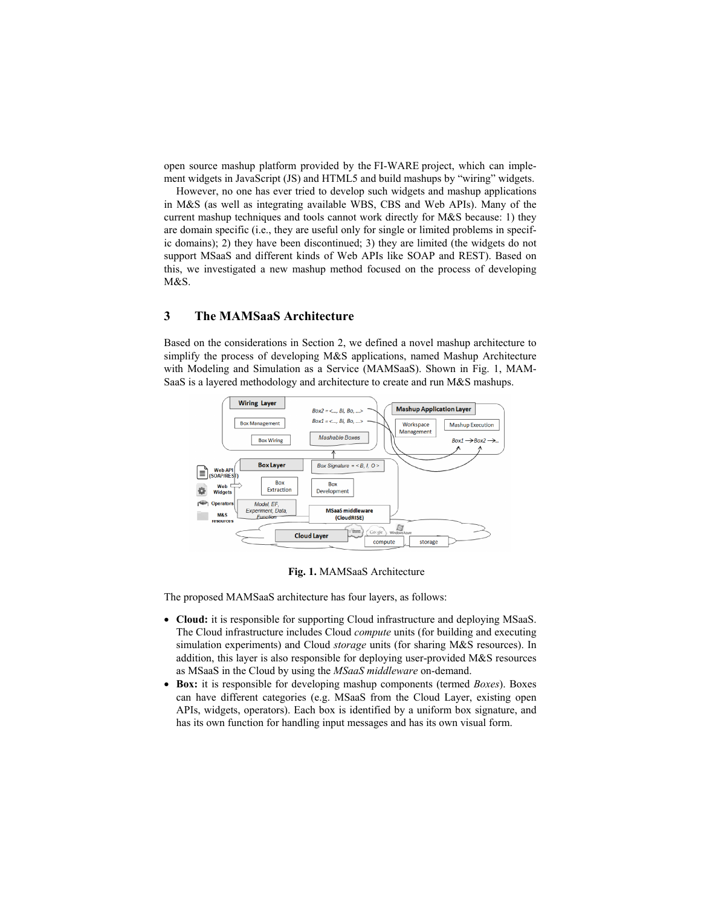open source mashup platform provided by the FI-WARE project, which can implement widgets in JavaScript (JS) and HTML5 and build mashups by "wiring" widgets.

However, no one has ever tried to develop such widgets and mashup applications in M&S (as well as integrating available WBS, CBS and Web APIs). Many of the current mashup techniques and tools cannot work directly for M&S because: 1) they are domain specific (i.e., they are useful only for single or limited problems in specific domains); 2) they have been discontinued; 3) they are limited (the widgets do not support MSaaS and different kinds of Web APIs like SOAP and REST). Based on this, we investigated a new mashup method focused on the process of developing M&S.

## 3 The MAMSaaS Architecture

Based on the considerations in Section 2, we defined a novel mashup architecture to simplify the process of developing M&S applications, named Mashup Architecture with Modeling and Simulation as a Service (MAMSaaS). Shown in Fig. 1, MAMSaaS is a layered methodology and architecture to create and run M&S mashups.

**Fig. 1.** MAMSaaS Architecture

The proposed MAMSaaS architecture has four layers, as follows:

- **Cloud:** it is responsible for supporting Cloud infrastructure and deploying MSaaS. The Cloud infrastructure includes Cloud *compute* units (for building and executing simulation experiments) and Cloud *storage* units (for sharing M&S resources). In addition, this layer is also responsible for deploying user-provided M&S resources as MSaaS in the Cloud by using the *MSaaS middleware* on-demand.
- **Box:** it is responsible for developing mashup components (termed *Boxes*). Boxes can have different categories (e.g. MSaaS from the Cloud Layer, existing open APIs, widgets, operators). Each box is identified by a uniform box signature, and has its own function for handling input messages and has its own visual form.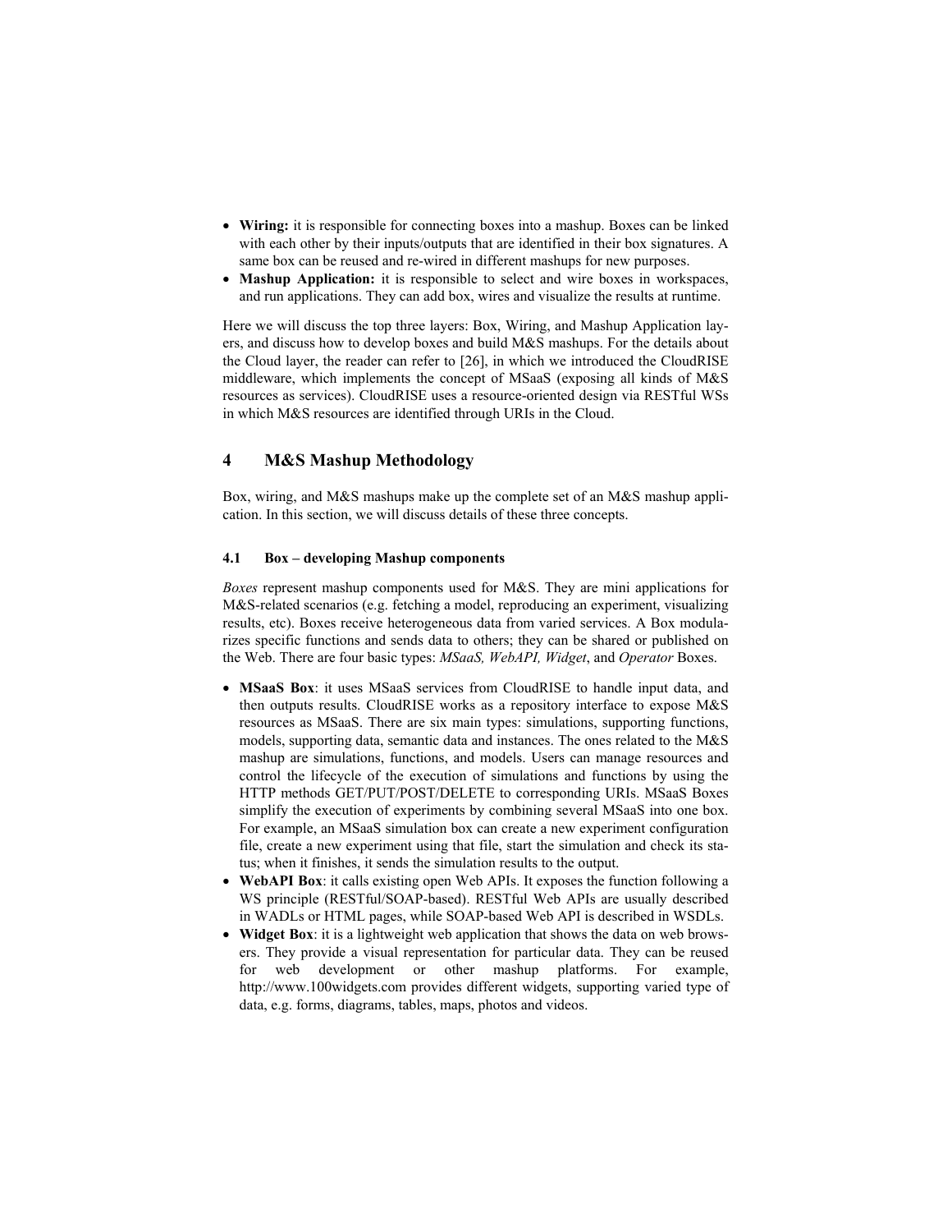- **Wiring:** it is responsible for connecting boxes into a mashup. Boxes can be linked with each other by their inputs/outputs that are identified in their box signatures. A same box can be reused and re-wired in different mashups for new purposes.
- **Mashup Application:** it is responsible to select and wire boxes in workspaces, and run applications. They can add box, wires and visualize the results at runtime.

Here we will discuss the top three layers: Box, Wiring, and Mashup Application layers, and discuss how to develop boxes and build M&S mashups. For the details about the Cloud layer, the reader can refer to [26], in which we introduced the CloudRISE middleware, which implements the concept of MSaaS (exposing all kinds of M&S resources as services). CloudRISE uses a resource-oriented design via RESTful WSs in which M&S resources are identified through URIs in the Cloud.

## 4 M&S Mashup Methodology

Box, wiring, and M&S mashups make up the complete set of an M&S mashup application. In this section, we will discuss details of these three concepts.

### 4.1 Box – developing Mashup components

*Boxes* represent mashup components used for M&S. They are mini applications for M&S-related scenarios (e.g. fetching a model, reproducing an experiment, visualizing results, etc). Boxes receive heterogeneous data from varied services. A Box modularizes specific functions and sends data to others; they can be shared or published on the Web. There are four basic types: *MSaaS, WebAPI, Widget*, and *Operator* Boxes.

- **MSaaS Box**: it uses MSaaS services from CloudRISE to handle input data, and then outputs results. CloudRISE works as a repository interface to expose M&S resources as MSaaS. There are six main types: simulations, supporting functions, models, supporting data, semantic data and instances. The ones related to the M&S mashup are simulations, functions, and models. Users can manage resources and control the lifecycle of the execution of simulations and functions by using the HTTP methods GET/PUT/POST/DELETE to corresponding URIs. MSaaS Boxes simplify the execution of experiments by combining several MSaaS into one box. For example, an MSaaS simulation box can create a new experiment configuration file, create a new experiment using that file, start the simulation and check its status; when it finishes, it sends the simulation results to the output.
- **WebAPI Box**: it calls existing open Web APIs. It exposes the function following a WS principle (RESTful/SOAP-based). RESTful Web APIs are usually described in WADLs or HTML pages, while SOAP-based Web API is described in WSDLs.
- **Widget Box**: it is a lightweight web application that shows the data on web browsers. They provide a visual representation for particular data. They can be reused for web development or other mashup platforms. For example, http://www.100widgets.com provides different widgets, supporting varied type of data, e.g. forms, diagrams, tables, maps, photos and videos.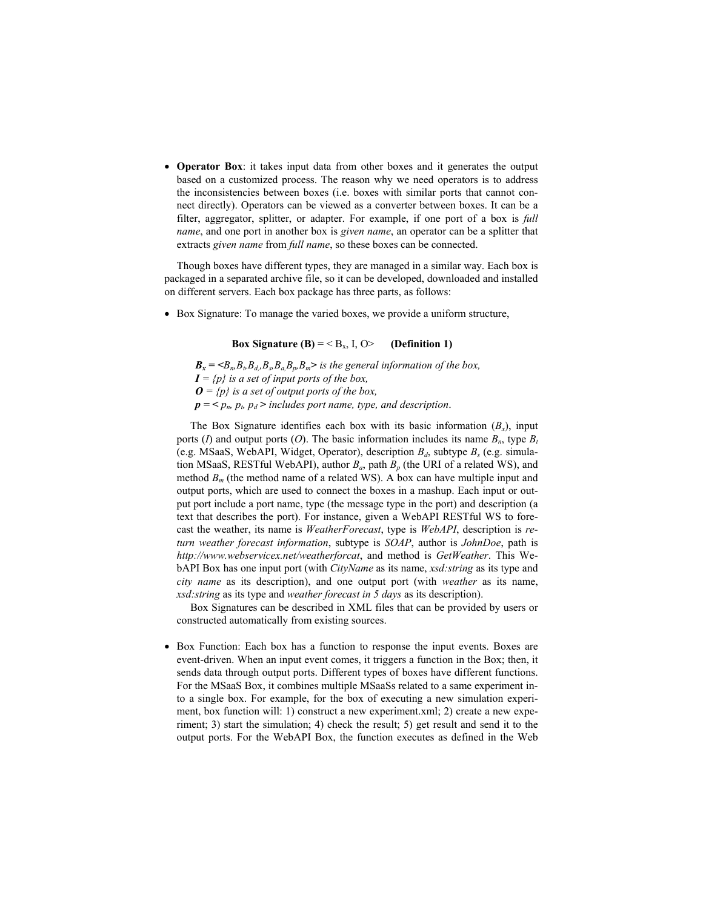- **Operator Box**: it takes input data from other boxes and it generates the output based on a customized process. The reason why we need operators is to address the inconsistencies between boxes (i.e. boxes with similar ports that cannot connect directly). Operators can be viewed as a converter between boxes. It can be a filter, aggregator, splitter, or adapter. For example, if one port of a box is *full name*, and one port in another box is *given name*, an operator can be a splitter that extracts *given name* from *full name*, so these boxes can be connected.

Though boxes have different types, they are managed in a similar way. Each box is packaged in a separated archive file, so it can be developed, downloaded and installed on different servers. Each box package has three parts, as follows:

- Box Signature: To manage the varied boxes, we provide a uniform structure,

  **Box Signature (B)** = < $B_x$, I, O> **(Definition 1)**

  ***$B_x$ = <$B_n$,$B_t$,$B_d$,$B_s$,$B_a$,$B_p$,$B_m$>*** *is the general information of the box,*
  ***I*** *= {p} is a set of input ports of the box,*
  ***O*** *= {p} is a set of output ports of the box,*
  ***p = <*** *$p_n$, $p_t$, $p_d$* ***>*** *includes port name, type, and description*.

  The Box Signature identifies each box with its basic information ($B_x$), input ports (*I*) and output ports (*O*). The basic information includes its name $B_n$, type $B_t$ (e.g. MSaaS, WebAPI, Widget, Operator), description $B_d$, subtype $B_s$ (e.g. simulation MSaaS, RESTful WebAPI), author $B_a$, path $B_p$ (the URI of a related WS), and method $B_m$ (the method name of a related WS). A box can have multiple input and output ports, which are used to connect the boxes in a mashup. Each input or output port include a port name, type (the message type in the port) and description (a text that describes the port). For instance, given a WebAPI RESTful WS to forecast the weather, its name is *WeatherForecast*, type is *WebAPI*, description is *return weather forecast information*, subtype is *SOAP*, author is *JohnDoe*, path is *http://www.webservicex.net/weatherforcat*, and method is *GetWeather*. This WebAPI Box has one input port (with *CityName* as its name, *xsd:string* as its type and *city name* as its description), and one output port (with *weather* as its name, *xsd:string* as its type and *weather forecast in 5 days* as its description).

  Box Signatures can be described in XML files that can be provided by users or constructed automatically from existing sources.

- Box Function: Each box has a function to response the input events. Boxes are event-driven. When an input event comes, it triggers a function in the Box; then, it sends data through output ports. Different types of boxes have different functions. For the MSaaS Box, it combines multiple MSaaSs related to a same experiment into a single box. For example, for the box of executing a new simulation experiment, box function will: 1) construct a new experiment.xml; 2) create a new experiment; 3) start the simulation; 4) check the result; 5) get result and send it to the output ports. For the WebAPI Box, the function executes as defined in the Web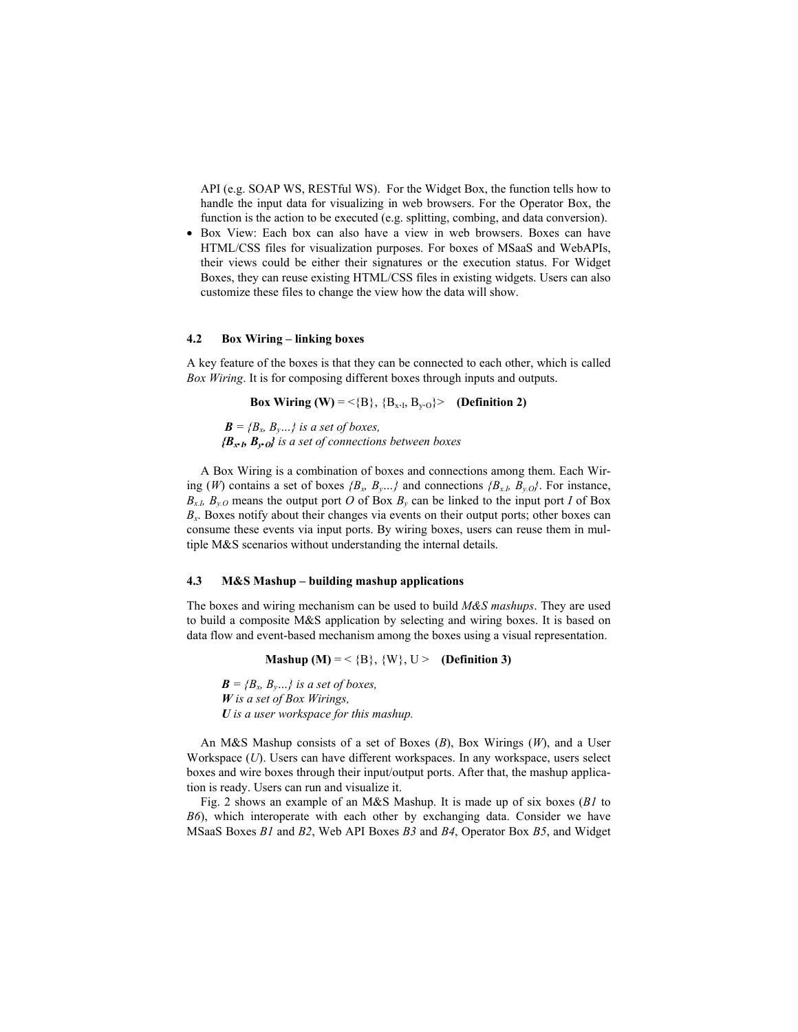API (e.g. SOAP WS, RESTful WS). For the Widget Box, the function tells how to handle the input data for visualizing in web browsers. For the Operator Box, the function is the action to be executed (e.g. splitting, combing, and data conversion).

- Box View: Each box can also have a view in web browsers. Boxes can have HTML/CSS files for visualization purposes. For boxes of MSaaS and WebAPIs, their views could be either their signatures or the execution status. For Widget Boxes, they can reuse existing HTML/CSS files in existing widgets. Users can also customize these files to change the view how the data will show.

### 4.2 Box Wiring – linking boxes

A key feature of the boxes is that they can be connected to each other, which is called *Box Wiring*. It is for composing different boxes through inputs and outputs.

**Box Wiring (W)** = <{B}, {$B_{x \cdot I}$, $B_{y \cdot O}$}> **(Definition 2)**

***B*** *= {$B_x$, $B_y$…} is a set of boxes,*
***{$B_{x \cdot I}$, $B_{y \cdot O}$}*** *is a set of connections between boxes*

A Box Wiring is a combination of boxes and connections among them. Each Wiring (*W*) contains a set of boxes *{$B_x$, $B_y$…}* and connections *{$B_{x.I}$, $B_{y.O}$}*. For instance, $B_{x.I}$, $B_{y.O}$ means the output port *O* of Box $B_y$ can be linked to the input port *I* of Box $B_x$. Boxes notify about their changes via events on their output ports; other boxes can consume these events via input ports. By wiring boxes, users can reuse them in multiple M&S scenarios without understanding the internal details.

### 4.3 M&S Mashup – building mashup applications

The boxes and wiring mechanism can be used to build *M&S mashups*. They are used to build a composite M&S application by selecting and wiring boxes. It is based on data flow and event-based mechanism among the boxes using a visual representation.

**Mashup (M)** = < {B}, {W}, U > **(Definition 3)**

***B*** *= {$B_x$, $B_y$…} is a set of boxes,*
***W*** *is a set of Box Wirings,*
***U*** *is a user workspace for this mashup.*

An M&S Mashup consists of a set of Boxes (*B*), Box Wirings (*W*), and a User Workspace (*U*). Users can have different workspaces. In any workspace, users select boxes and wire boxes through their input/output ports. After that, the mashup application is ready. Users can run and visualize it.

Fig. 2 shows an example of an M&S Mashup. It is made up of six boxes (*B1* to *B6*), which interoperate with each other by exchanging data. Consider we have MSaaS Boxes *B1* and *B2*, Web API Boxes *B3* and *B4*, Operator Box *B5*, and Widget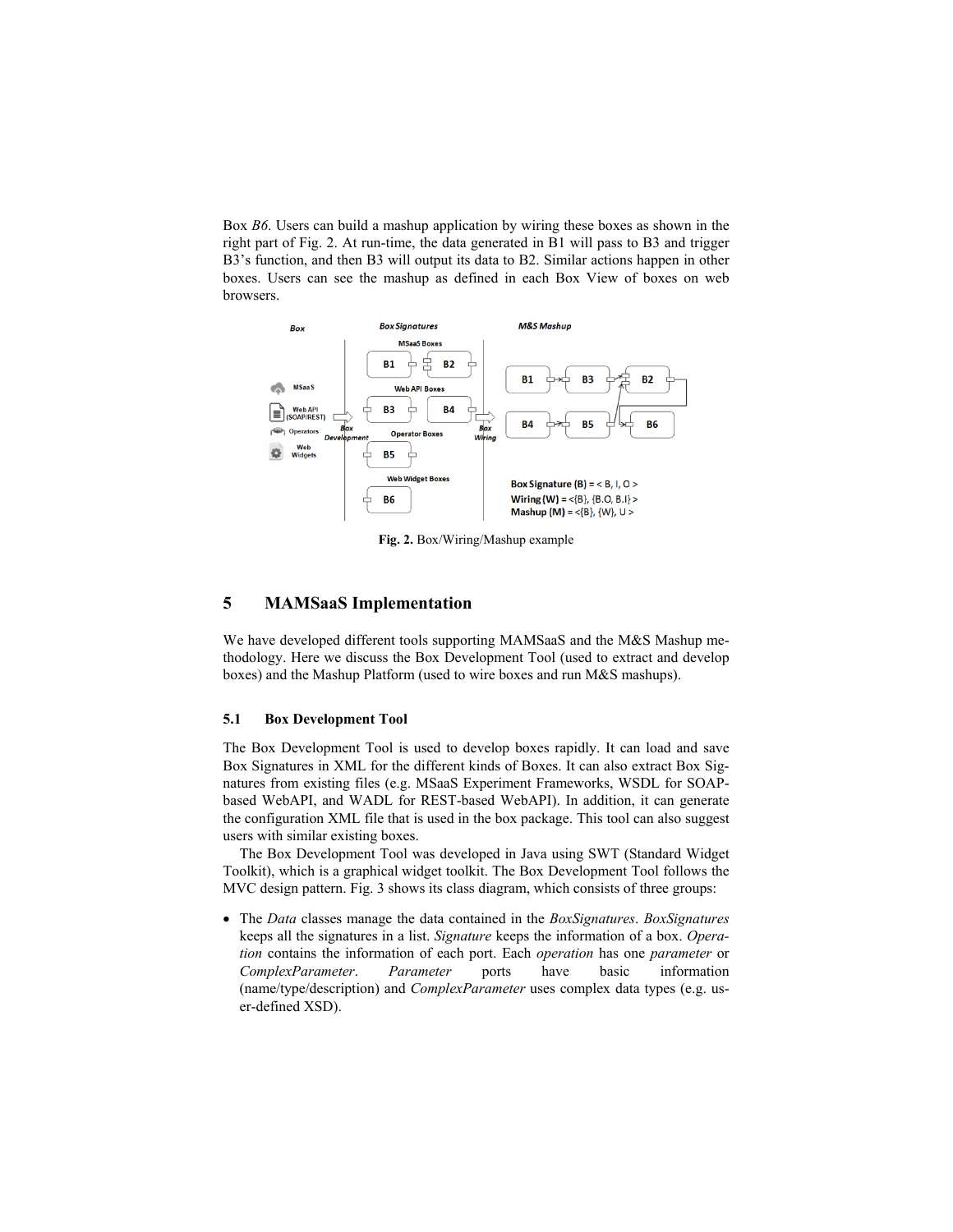Box *B6*. Users can build a mashup application by wiring these boxes as shown in the right part of Fig. 2. At run-time, the data generated in B1 will pass to B3 and trigger B3's function, and then B3 will output its data to B2. Similar actions happen in other boxes. Users can see the mashup as defined in each Box View of boxes on web browsers.

**Fig. 2.** Box/Wiring/Mashup example

## 5 MAMSaaS Implementation

We have developed different tools supporting MAMSaaS and the M&S Mashup methodology. Here we discuss the Box Development Tool (used to extract and develop boxes) and the Mashup Platform (used to wire boxes and run M&S mashups).

### 5.1 Box Development Tool

The Box Development Tool is used to develop boxes rapidly. It can load and save Box Signatures in XML for the different kinds of Boxes. It can also extract Box Signatures from existing files (e.g. MSaaS Experiment Frameworks, WSDL for SOAP-based WebAPI, and WADL for REST-based WebAPI). In addition, it can generate the configuration XML file that is used in the box package. This tool can also suggest users with similar existing boxes.

The Box Development Tool was developed in Java using SWT (Standard Widget Toolkit), which is a graphical widget toolkit. The Box Development Tool follows the MVC design pattern. Fig. 3 shows its class diagram, which consists of three groups:

- The *Data* classes manage the data contained in the *BoxSignatures*. *BoxSignatures* keeps all the signatures in a list. *Signature* keeps the information of a box. *Operation* contains the information of each port. Each *operation* has one *parameter* or *ComplexParameter*. *Parameter* ports have basic information (name/type/description) and *ComplexParameter* uses complex data types (e.g. user-defined XSD).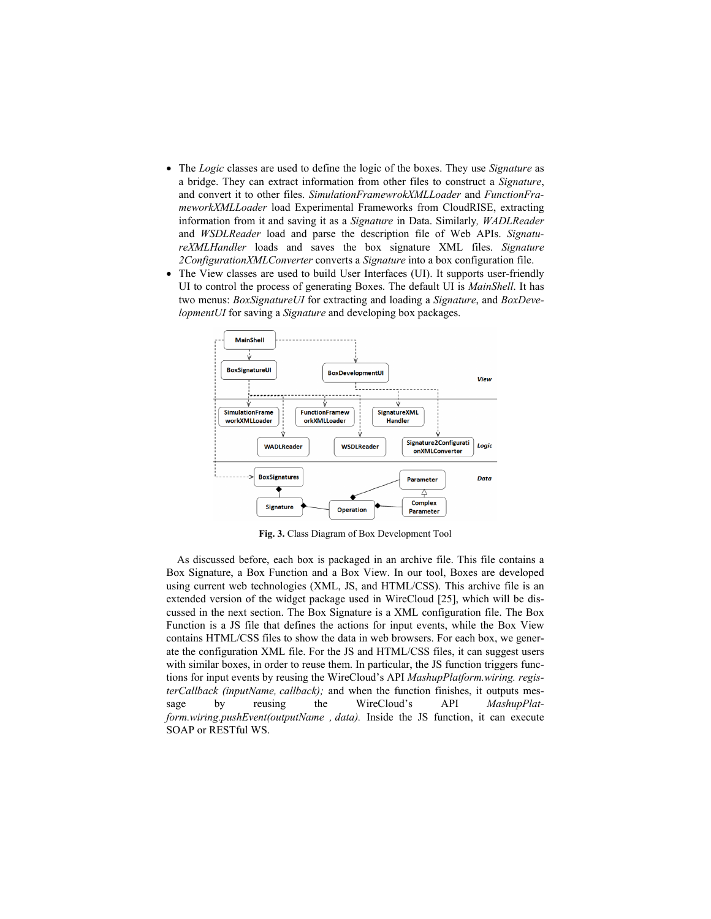- The *Logic* classes are used to define the logic of the boxes. They use *Signature* as a bridge. They can extract information from other files to construct a *Signature*, and convert it to other files. *SimulationFramewrokXMLLoader* and *FunctionFrameworkXMLLoader* load Experimental Frameworks from CloudRISE, extracting information from it and saving it as a *Signature* in Data. Similarly*, WADLReader* and *WSDLReader* load and parse the description file of Web APIs. *SignatureXMLHandler* loads and saves the box signature XML files. *Signature 2ConfigurationXMLConverter* converts a *Signature* into a box configuration file.
- The View classes are used to build User Interfaces (UI). It supports user-friendly UI to control the process of generating Boxes. The default UI is *MainShell*. It has two menus: *BoxSignatureUI* for extracting and loading a *Signature*, and *BoxDevelopmentUI* for saving a *Signature* and developing box packages.

**Fig. 3.** Class Diagram of Box Development Tool

As discussed before, each box is packaged in an archive file. This file contains a Box Signature, a Box Function and a Box View. In our tool, Boxes are developed using current web technologies (XML, JS, and HTML/CSS). This archive file is an extended version of the widget package used in WireCloud [25], which will be discussed in the next section. The Box Signature is a XML configuration file. The Box Function is a JS file that defines the actions for input events, while the Box View contains HTML/CSS files to show the data in web browsers. For each box, we generate the configuration XML file. For the JS and HTML/CSS files, it can suggest users with similar boxes, in order to reuse them. In particular, the JS function triggers functions for input events by reusing the WireCloud's API *MashupPlatform.wiring. registerCallback (inputName, callback);* and when the function finishes, it outputs message by reusing the WireCloud's API *MashupPlatform.wiring.pushEvent(outputName , data).* Inside the JS function, it can execute SOAP or RESTful WS.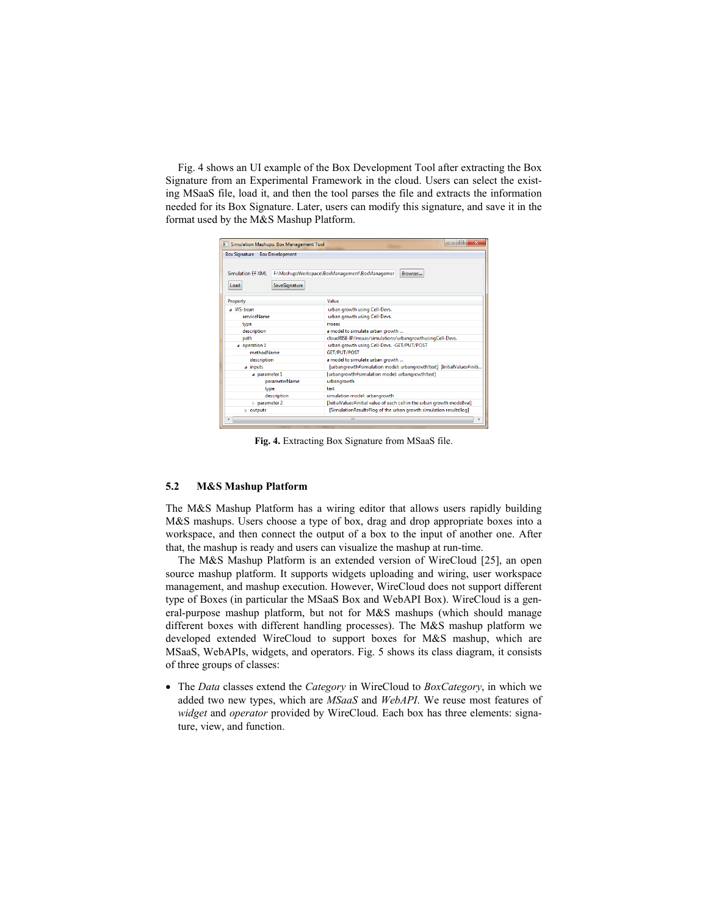Fig. 4 shows an UI example of the Box Development Tool after extracting the Box Signature from an Experimental Framework in the cloud. Users can select the existing MSaaS file, load it, and then the tool parses the file and extracts the information needed for its Box Signature. Later, users can modify this signature, and save it in the format used by the M&S Mashup Platform.

**Fig. 4.** Extracting Box Signature from MSaaS file.

## 5.2 M&S Mashup Platform

The M&S Mashup Platform has a wiring editor that allows users rapidly building M&S mashups. Users choose a type of box, drag and drop appropriate boxes into a workspace, and then connect the output of a box to the input of another one. After that, the mashup is ready and users can visualize the mashup at run-time.

The M&S Mashup Platform is an extended version of WireCloud [25], an open source mashup platform. It supports widgets uploading and wiring, user workspace management, and mashup execution. However, WireCloud does not support different type of Boxes (in particular the MSaaS Box and WebAPI Box). WireCloud is a general-purpose mashup platform, but not for M&S mashups (which should manage different boxes with different handling processes). The M&S mashup platform we developed extended WireCloud to support boxes for M&S mashup, which are MSaaS, WebAPIs, widgets, and operators. Fig. 5 shows its class diagram, it consists of three groups of classes:

- The *Data* classes extend the *Category* in WireCloud to *BoxCategory*, in which we added two new types, which are *MSaaS* and *WebAPI*. We reuse most features of *widget* and *operator* provided by WireCloud. Each box has three elements: signature, view, and function.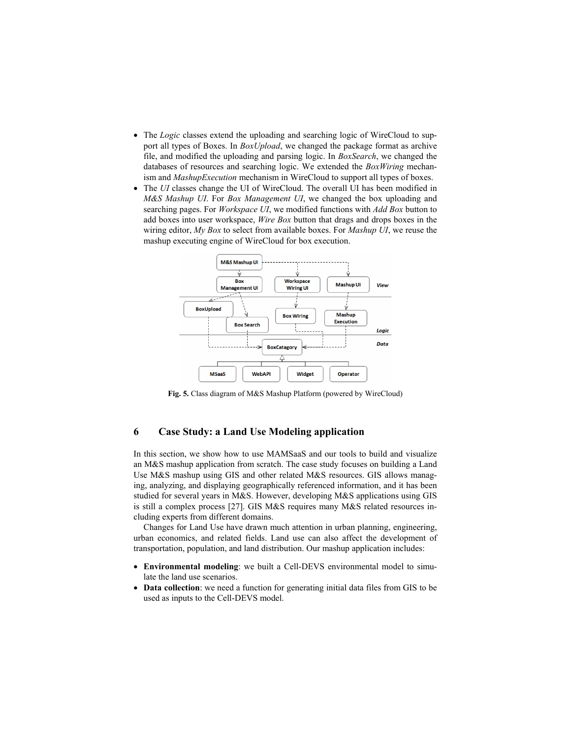- The *Logic* classes extend the uploading and searching logic of WireCloud to support all types of Boxes. In *BoxUpload*, we changed the package format as archive file, and modified the uploading and parsing logic. In *BoxSearch*, we changed the databases of resources and searching logic. We extended the *BoxWiring* mechanism and *MashupExecution* mechanism in WireCloud to support all types of boxes.
- The *UI* classes change the UI of WireCloud. The overall UI has been modified in *M&S Mashup UI*. For *Box Management UI*, we changed the box uploading and searching pages. For *Workspace UI*, we modified functions with *Add Box* button to add boxes into user workspace, *Wire Box* button that drags and drops boxes in the wiring editor, *My Box* to select from available boxes. For *Mashup UI*, we reuse the mashup executing engine of WireCloud for box execution.

**Fig. 5.** Class diagram of M&S Mashup Platform (powered by WireCloud)

## 6 Case Study: a Land Use Modeling application

In this section, we show how to use MAMSaaS and our tools to build and visualize an M&S mashup application from scratch. The case study focuses on building a Land Use M&S mashup using GIS and other related M&S resources. GIS allows managing, analyzing, and displaying geographically referenced information, and it has been studied for several years in M&S. However, developing M&S applications using GIS is still a complex process [27]. GIS M&S requires many M&S related resources including experts from different domains.

Changes for Land Use have drawn much attention in urban planning, engineering, urban economics, and related fields. Land use can also affect the development of transportation, population, and land distribution. Our mashup application includes:

- **Environmental modeling**: we built a Cell-DEVS environmental model to simulate the land use scenarios.
- **Data collection**: we need a function for generating initial data files from GIS to be used as inputs to the Cell-DEVS model.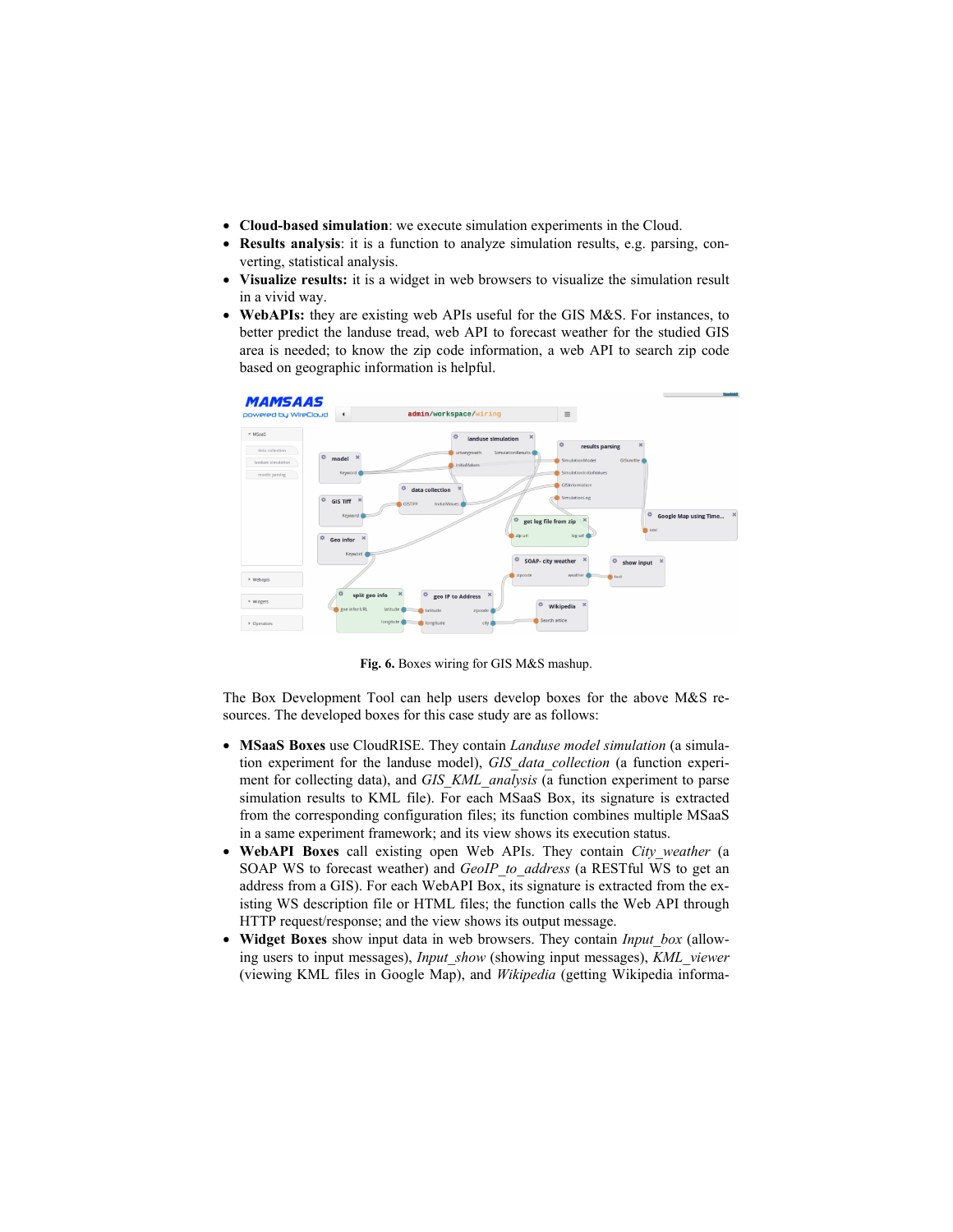- **Cloud-based simulation**: we execute simulation experiments in the Cloud.
- **Results analysis**: it is a function to analyze simulation results, e.g. parsing, converting, statistical analysis.
- **Visualize results:** it is a widget in web browsers to visualize the simulation result in a vivid way.
- **WebAPIs:** they are existing web APIs useful for the GIS M&S. For instances, to better predict the landuse tread, web API to forecast weather for the studied GIS area is needed; to know the zip code information, a web API to search zip code based on geographic information is helpful.

**Fig. 6.** Boxes wiring for GIS M&S mashup.

The Box Development Tool can help users develop boxes for the above M&S resources. The developed boxes for this case study are as follows:

- **MSaaS Boxes** use CloudRISE. They contain *Landuse model simulation* (a simulation experiment for the landuse model), *GIS_data_collection* (a function experiment for collecting data), and *GIS_KML_analysis* (a function experiment to parse simulation results to KML file). For each MSaaS Box, its signature is extracted from the corresponding configuration files; its function combines multiple MSaaS in a same experiment framework; and its view shows its execution status.
- **WebAPI Boxes** call existing open Web APIs. They contain *City_weather* (a SOAP WS to forecast weather) and *GeoIP_to_address* (a RESTful WS to get an address from a GIS). For each WebAPI Box, its signature is extracted from the existing WS description file or HTML files; the function calls the Web API through HTTP request/response; and the view shows its output message.
- **Widget Boxes** show input data in web browsers. They contain *Input_box* (allowing users to input messages), *Input_show* (showing input messages), *KML_viewer* (viewing KML files in Google Map), and *Wikipedia* (getting Wikipedia informa-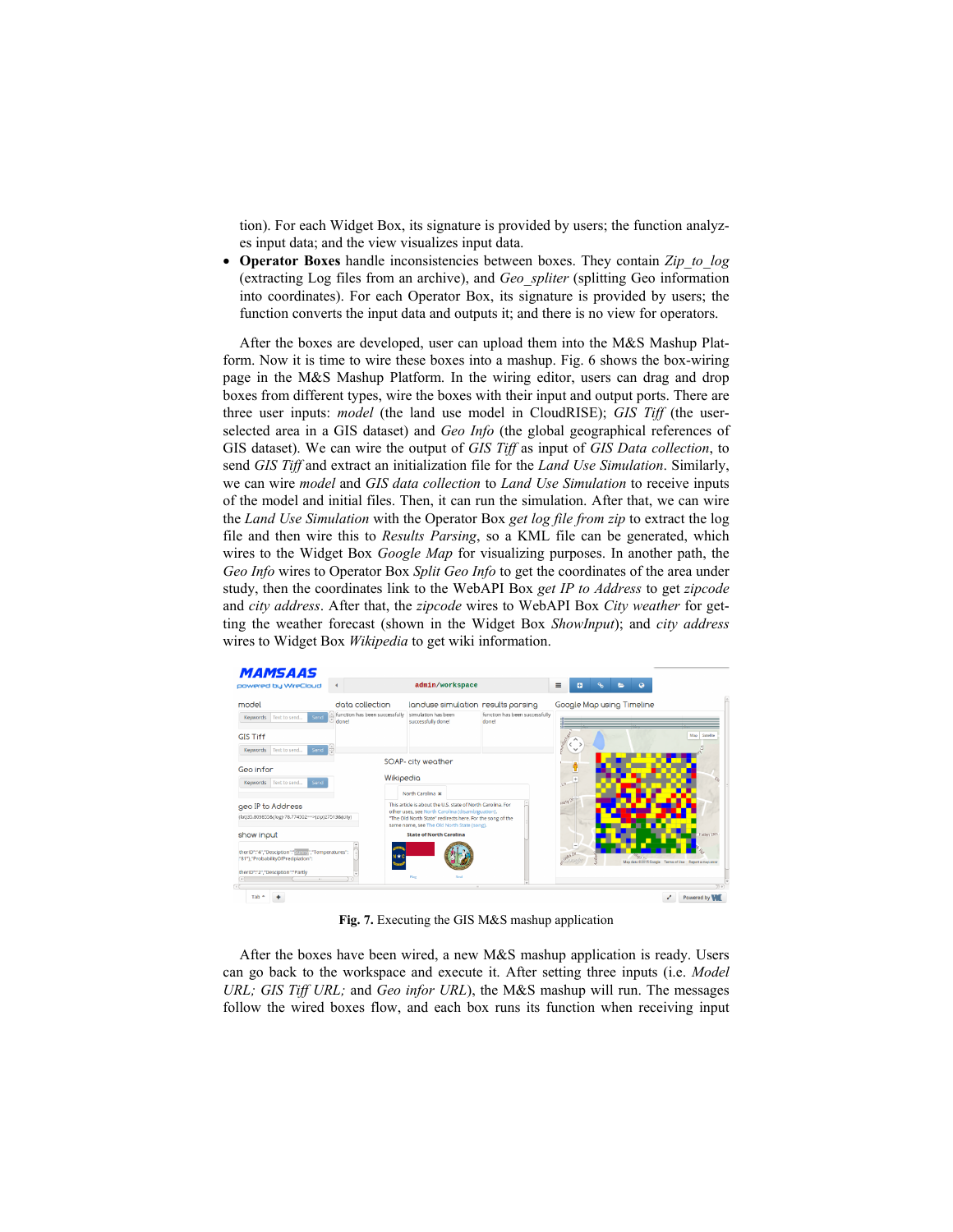tion). For each Widget Box, its signature is provided by users; the function analyzes input data; and the view visualizes input data.

- **Operator Boxes** handle inconsistencies between boxes. They contain *Zip_to_log* (extracting Log files from an archive), and *Geo_spliter* (splitting Geo information into coordinates). For each Operator Box, its signature is provided by users; the function converts the input data and outputs it; and there is no view for operators.

After the boxes are developed, user can upload them into the M&S Mashup Platform. Now it is time to wire these boxes into a mashup. Fig. 6 shows the box-wiring page in the M&S Mashup Platform. In the wiring editor, users can drag and drop boxes from different types, wire the boxes with their input and output ports. There are three user inputs: *model* (the land use model in CloudRISE); *GIS Tiff* (the user-selected area in a GIS dataset) and *Geo Info* (the global geographical references of GIS dataset). We can wire the output of *GIS Tiff* as input of *GIS Data collection*, to send *GIS Tiff* and extract an initialization file for the *Land Use Simulation*. Similarly, we can wire *model* and *GIS data collection* to *Land Use Simulation* to receive inputs of the model and initial files. Then, it can run the simulation. After that, we can wire the *Land Use Simulation* with the Operator Box *get log file from zip* to extract the log file and then wire this to *Results Parsing*, so a KML file can be generated, which wires to the Widget Box *Google Map* for visualizing purposes. In another path, the *Geo Info* wires to Operator Box *Split Geo Info* to get the coordinates of the area under study, then the coordinates link to the WebAPI Box *get IP to Address* to get *zipcode* and *city address*. After that, the *zipcode* wires to WebAPI Box *City weather* for getting the weather forecast (shown in the Widget Box *ShowInput*); and *city address* wires to Widget Box *Wikipedia* to get wiki information.

**Fig. 7.** Executing the GIS M&S mashup application

After the boxes have been wired, a new M&S mashup application is ready. Users can go back to the workspace and execute it. After setting three inputs (i.e. *Model URL; GIS Tiff URL;* and *Geo infor URL*), the M&S mashup will run. The messages follow the wired boxes flow, and each box runs its function when receiving input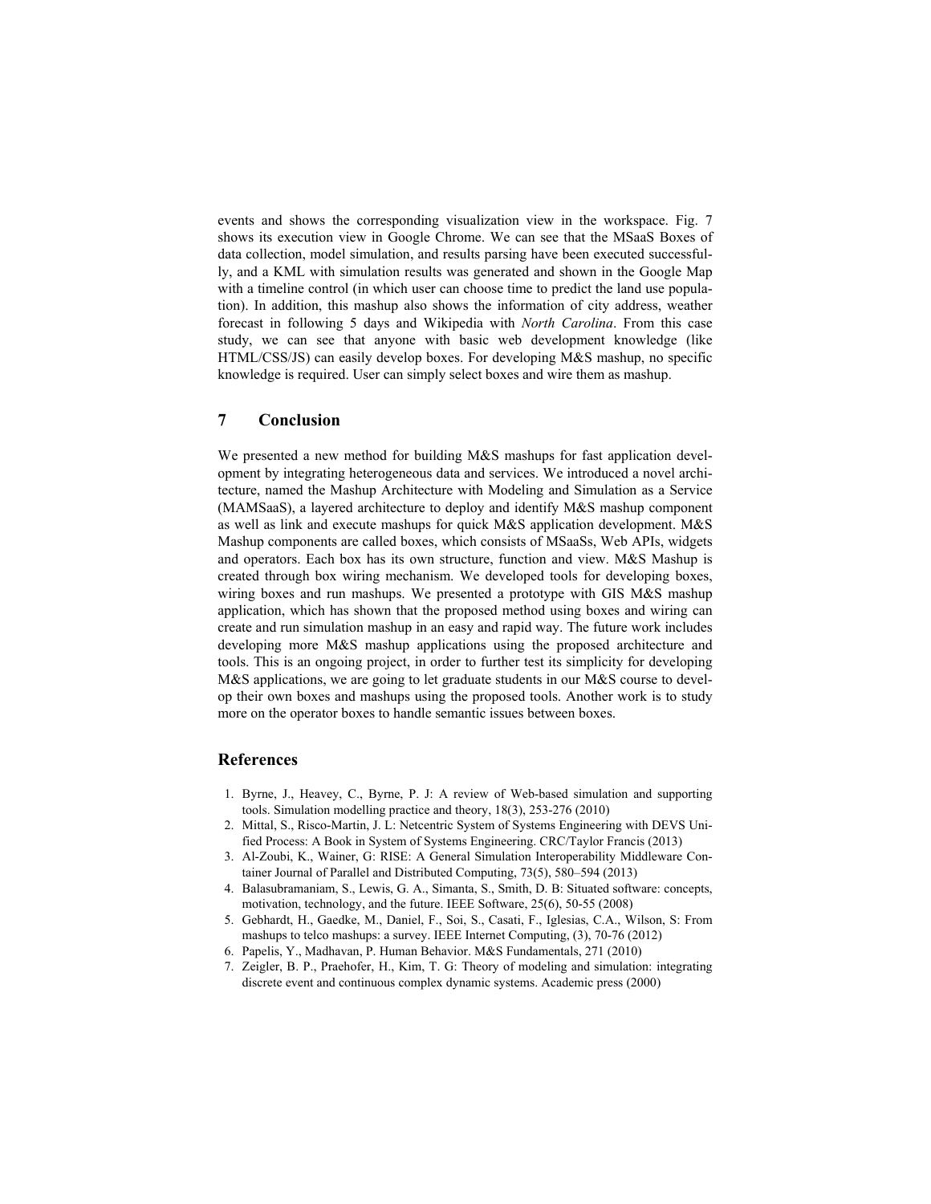events and shows the corresponding visualization view in the workspace. Fig. 7 shows its execution view in Google Chrome. We can see that the MSaaS Boxes of data collection, model simulation, and results parsing have been executed successfully, and a KML with simulation results was generated and shown in the Google Map with a timeline control (in which user can choose time to predict the land use population). In addition, this mashup also shows the information of city address, weather forecast in following 5 days and Wikipedia with *North Carolina*. From this case study, we can see that anyone with basic web development knowledge (like HTML/CSS/JS) can easily develop boxes. For developing M&S mashup, no specific knowledge is required. User can simply select boxes and wire them as mashup.

## 7 Conclusion

We presented a new method for building M&S mashups for fast application development by integrating heterogeneous data and services. We introduced a novel architecture, named the Mashup Architecture with Modeling and Simulation as a Service (MAMSaaS), a layered architecture to deploy and identify M&S mashup component as well as link and execute mashups for quick M&S application development. M&S Mashup components are called boxes, which consists of MSaaSs, Web APIs, widgets and operators. Each box has its own structure, function and view. M&S Mashup is created through box wiring mechanism. We developed tools for developing boxes, wiring boxes and run mashups. We presented a prototype with GIS M&S mashup application, which has shown that the proposed method using boxes and wiring can create and run simulation mashup in an easy and rapid way. The future work includes developing more M&S mashup applications using the proposed architecture and tools. This is an ongoing project, in order to further test its simplicity for developing M&S applications, we are going to let graduate students in our M&S course to develop their own boxes and mashups using the proposed tools. Another work is to study more on the operator boxes to handle semantic issues between boxes.

## References

1. Byrne, J., Heavey, C., Byrne, P. J: A review of Web-based simulation and supporting tools. Simulation modelling practice and theory, 18(3), 253-276 (2010)
2. Mittal, S., Risco-Martin, J. L: Netcentric System of Systems Engineering with DEVS Unified Process: A Book in System of Systems Engineering. CRC/Taylor Francis (2013)
3. Al-Zoubi, K., Wainer, G: RISE: A General Simulation Interoperability Middleware Container Journal of Parallel and Distributed Computing, 73(5), 580–594 (2013)
4. Balasubramaniam, S., Lewis, G. A., Simanta, S., Smith, D. B: Situated software: concepts, motivation, technology, and the future. IEEE Software, 25(6), 50-55 (2008)
5. Gebhardt, H., Gaedke, M., Daniel, F., Soi, S., Casati, F., Iglesias, C.A., Wilson, S: From mashups to telco mashups: a survey. IEEE Internet Computing, (3), 70-76 (2012)
6. Papelis, Y., Madhavan, P. Human Behavior. M&S Fundamentals, 271 (2010)
7. Zeigler, B. P., Praehofer, H., Kim, T. G: Theory of modeling and simulation: integrating discrete event and continuous complex dynamic systems. Academic press (2000)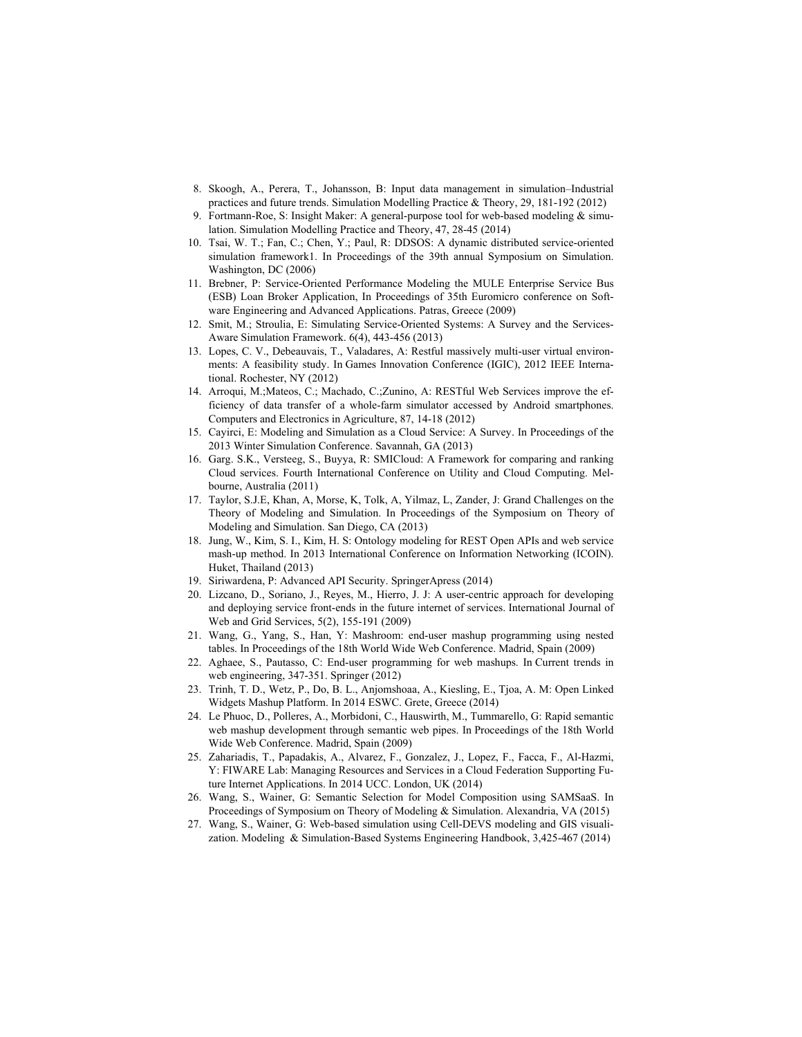8. Skoogh, A., Perera, T., Johansson, B: Input data management in simulation–Industrial practices and future trends. Simulation Modelling Practice & Theory, 29, 181-192 (2012)
9. Fortmann-Roe, S: Insight Maker: A general-purpose tool for web-based modeling & simulation. Simulation Modelling Practice and Theory, 47, 28-45 (2014)
10. Tsai, W. T.; Fan, C.; Chen, Y.; Paul, R: DDSOS: A dynamic distributed service-oriented simulation framework1. In Proceedings of the 39th annual Symposium on Simulation. Washington, DC (2006)
11. Brebner, P: Service-Oriented Performance Modeling the MULE Enterprise Service Bus (ESB) Loan Broker Application, In Proceedings of 35th Euromicro conference on Software Engineering and Advanced Applications. Patras, Greece (2009)
12. Smit, M.; Stroulia, E: Simulating Service-Oriented Systems: A Survey and the Services-Aware Simulation Framework. 6(4), 443-456 (2013)
13. Lopes, C. V., Debeauvais, T., Valadares, A: Restful massively multi-user virtual environments: A feasibility study. In Games Innovation Conference (IGIC), 2012 IEEE International. Rochester, NY (2012)
14. Arroqui, M.;Mateos, C.; Machado, C.;Zunino, A: RESTful Web Services improve the efficiency of data transfer of a whole-farm simulator accessed by Android smartphones. Computers and Electronics in Agriculture, 87, 14-18 (2012)
15. Cayirci, E: Modeling and Simulation as a Cloud Service: A Survey. In Proceedings of the 2013 Winter Simulation Conference. Savannah, GA (2013)
16. Garg. S.K., Versteeg, S., Buyya, R: SMICloud: A Framework for comparing and ranking Cloud services. Fourth International Conference on Utility and Cloud Computing. Melbourne, Australia (2011)
17. Taylor, S.J.E, Khan, A, Morse, K, Tolk, A, Yilmaz, L, Zander, J: Grand Challenges on the Theory of Modeling and Simulation. In Proceedings of the Symposium on Theory of Modeling and Simulation. San Diego, CA (2013)
18. Jung, W., Kim, S. I., Kim, H. S: Ontology modeling for REST Open APIs and web service mash-up method. In 2013 International Conference on Information Networking (ICOIN). Huket, Thailand (2013)
19. Siriwardena, P: Advanced API Security. SpringerApress (2014)
20. Lizcano, D., Soriano, J., Reyes, M., Hierro, J. J: A user-centric approach for developing and deploying service front-ends in the future internet of services. International Journal of Web and Grid Services, 5(2), 155-191 (2009)
21. Wang, G., Yang, S., Han, Y: Mashroom: end-user mashup programming using nested tables. In Proceedings of the 18th World Wide Web Conference. Madrid, Spain (2009)
22. Aghaee, S., Pautasso, C: End-user programming for web mashups. In Current trends in web engineering, 347-351. Springer (2012)
23. Trinh, T. D., Wetz, P., Do, B. L., Anjomshoaa, A., Kiesling, E., Tjoa, A. M: Open Linked Widgets Mashup Platform. In 2014 ESWC. Grete, Greece (2014)
24. Le Phuoc, D., Polleres, A., Morbidoni, C., Hauswirth, M., Tummarello, G: Rapid semantic web mashup development through semantic web pipes. In Proceedings of the 18th World Wide Web Conference. Madrid, Spain (2009)
25. Zahariadis, T., Papadakis, A., Alvarez, F., Gonzalez, J., Lopez, F., Facca, F., Al-Hazmi, Y: FIWARE Lab: Managing Resources and Services in a Cloud Federation Supporting Future Internet Applications. In 2014 UCC. London, UK (2014)
26. Wang, S., Wainer, G: Semantic Selection for Model Composition using SAMSaaS. In Proceedings of Symposium on Theory of Modeling & Simulation. Alexandria, VA (2015)
27. Wang, S., Wainer, G: Web-based simulation using Cell-DEVS modeling and GIS visualization. Modeling & Simulation-Based Systems Engineering Handbook, 3,425-467 (2014)